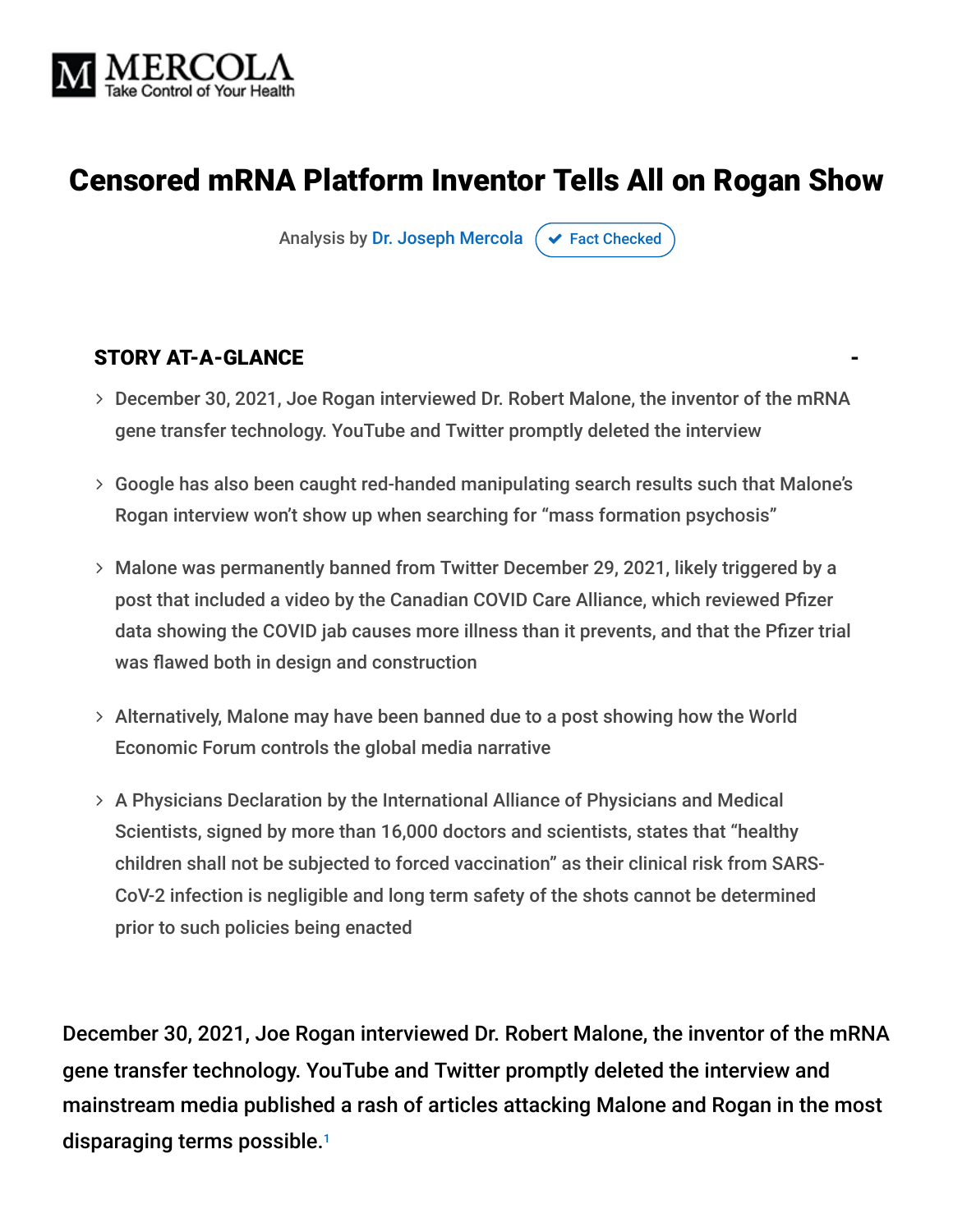MERCOLA
Take Control of Your Health

# Censored mRNA Platform Inventor Tells All on Rogan Show

Analysis by Dr. Joseph Mercola ✔ Fact Checked

## STORY AT-A-GLANCE

- December 30, 2021, Joe Rogan interviewed Dr. Robert Malone, the inventor of the mRNA gene transfer technology. YouTube and Twitter promptly deleted the interview
- Google has also been caught red-handed manipulating search results such that Malone's Rogan interview won't show up when searching for "mass formation psychosis"
- Malone was permanently banned from Twitter December 29, 2021, likely triggered by a post that included a video by the Canadian COVID Care Alliance, which reviewed Pfizer data showing the COVID jab causes more illness than it prevents, and that the Pfizer trial was flawed both in design and construction
- Alternatively, Malone may have been banned due to a post showing how the World Economic Forum controls the global media narrative
- A Physicians Declaration by the International Alliance of Physicians and Medical Scientists, signed by more than 16,000 doctors and scientists, states that "healthy children shall not be subjected to forced vaccination" as their clinical risk from SARS-CoV-2 infection is negligible and long term safety of the shots cannot be determined prior to such policies being enacted

December 30, 2021, Joe Rogan interviewed Dr. Robert Malone, the inventor of the mRNA gene transfer technology. YouTube and Twitter promptly deleted the interview and mainstream media published a rash of articles attacking Malone and Rogan in the most disparaging terms possible.[1]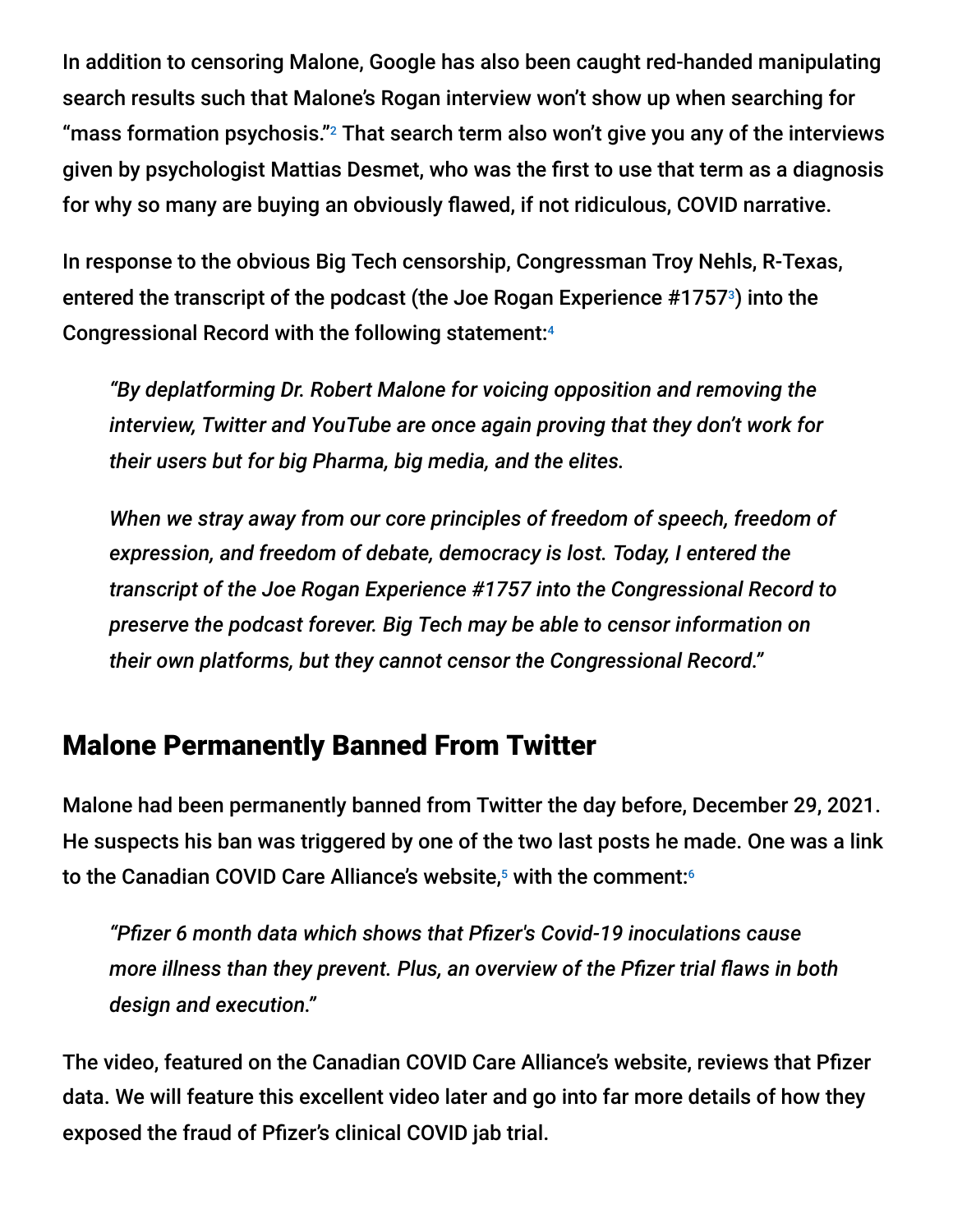In addition to censoring Malone, Google has also been caught red-handed manipulating search results such that Malone's Rogan interview won't show up when searching for "mass formation psychosis."[2] That search term also won't give you any of the interviews given by psychologist Mattias Desmet, who was the first to use that term as a diagnosis for why so many are buying an obviously flawed, if not ridiculous, COVID narrative.

In response to the obvious Big Tech censorship, Congressman Troy Nehls, R-Texas, entered the transcript of the podcast (the Joe Rogan Experience #1757[3]) into the Congressional Record with the following statement:[4]

> *"By deplatforming Dr. Robert Malone for voicing opposition and removing the interview, Twitter and YouTube are once again proving that they don't work for their users but for big Pharma, big media, and the elites.*
>
> *When we stray away from our core principles of freedom of speech, freedom of expression, and freedom of debate, democracy is lost. Today, I entered the transcript of the Joe Rogan Experience #1757 into the Congressional Record to preserve the podcast forever. Big Tech may be able to censor information on their own platforms, but they cannot censor the Congressional Record."*

## Malone Permanently Banned From Twitter

Malone had been permanently banned from Twitter the day before, December 29, 2021. He suspects his ban was triggered by one of the two last posts he made. One was a link to the Canadian COVID Care Alliance's website,[5] with the comment:[6]

> *"Pfizer 6 month data which shows that Pfizer's Covid-19 inoculations cause more illness than they prevent. Plus, an overview of the Pfizer trial flaws in both design and execution."*

The video, featured on the Canadian COVID Care Alliance's website, reviews that Pfizer data. We will feature this excellent video later and go into far more details of how they exposed the fraud of Pfizer's clinical COVID jab trial.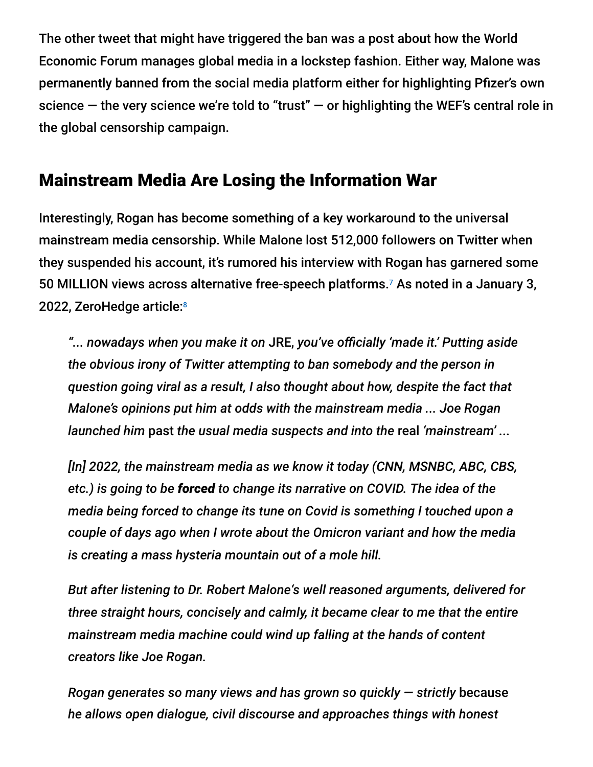The other tweet that might have triggered the ban was a post about how the World Economic Forum manages global media in a lockstep fashion. Either way, Malone was permanently banned from the social media platform either for highlighting Pfizer's own science — the very science we're told to "trust" — or highlighting the WEF's central role in the global censorship campaign.

## Mainstream Media Are Losing the Information War

Interestingly, Rogan has become something of a key workaround to the universal mainstream media censorship. While Malone lost 512,000 followers on Twitter when they suspended his account, it's rumored his interview with Rogan has garnered some 50 MILLION views across alternative free-speech platforms.[7] As noted in a January 3, 2022, ZeroHedge article:[8]

> *"... nowadays when you make it on* JRE, *you've officially 'made it.' Putting aside the obvious irony of Twitter attempting to ban somebody and the person in question going viral as a result, I also thought about how, despite the fact that Malone's opinions put him at odds with the mainstream media ... Joe Rogan launched him* past *the usual media suspects and into the* real *'mainstream' ...*
>
> *[In] 2022, the mainstream media as we know it today (CNN, MSNBC, ABC, CBS, etc.) is going to be* ***forced*** *to change its narrative on COVID. The idea of the media being forced to change its tune on Covid is something I touched upon a couple of days ago when I wrote about the Omicron variant and how the media is creating a mass hysteria mountain out of a mole hill.*
>
> *But after listening to Dr. Robert Malone's well reasoned arguments, delivered for three straight hours, concisely and calmly, it became clear to me that the entire mainstream media machine could wind up falling at the hands of content creators like Joe Rogan.*
>
> *Rogan generates so many views and has grown so quickly — strictly* because *he allows open dialogue, civil discourse and approaches things with honest*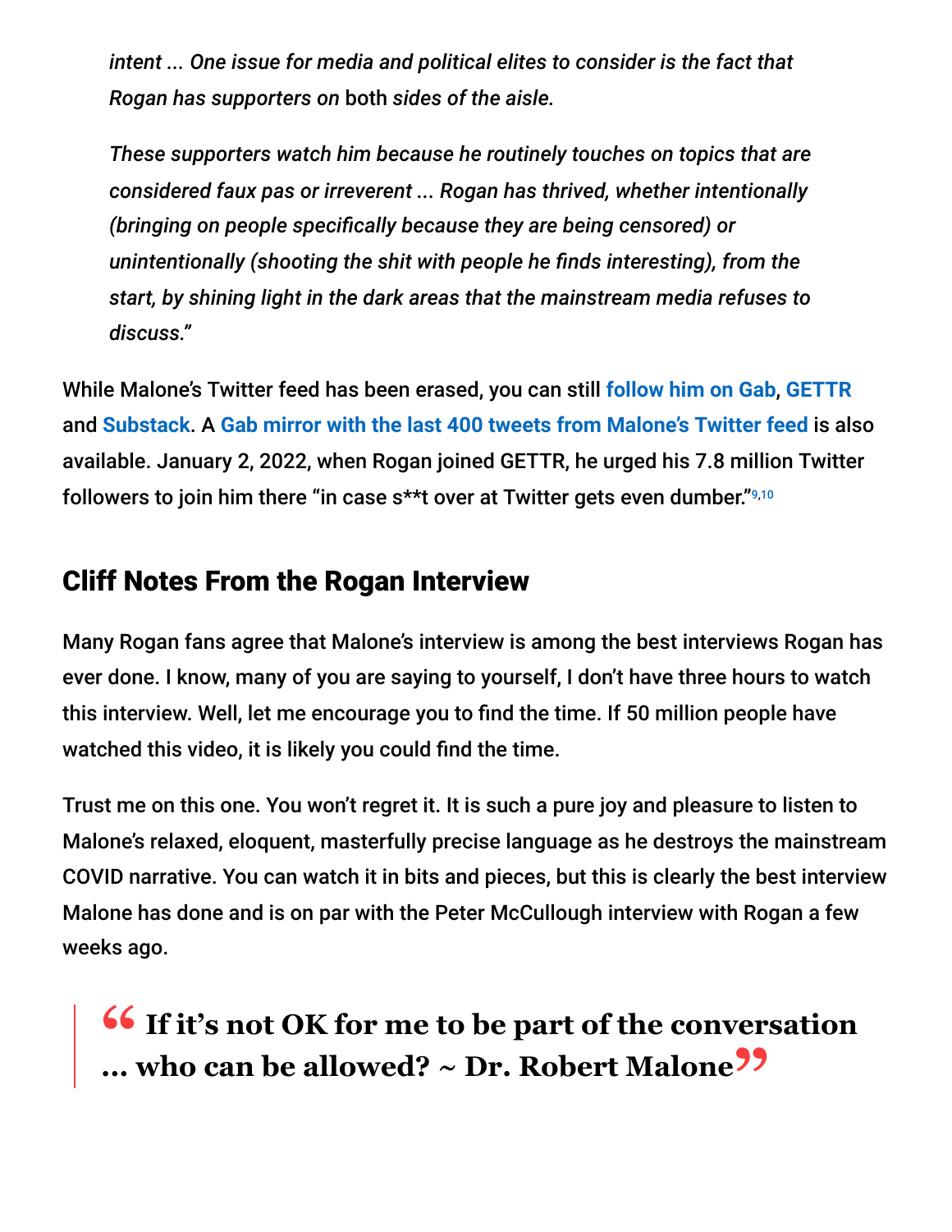> *intent ... One issue for media and political elites to consider is the fact that Rogan has supporters on* both *sides of the aisle.*
>
> *These supporters watch him because he routinely touches on topics that are considered faux pas or irreverent ... Rogan has thrived, whether intentionally (bringing on people specifically because they are being censored) or unintentionally (shooting the shit with people he finds interesting), from the start, by shining light in the dark areas that the mainstream media refuses to discuss."*

While Malone's Twitter feed has been erased, you can still **follow him on Gab**, **GETTR** and **Substack**. A **Gab mirror with the last 400 tweets from Malone's Twitter feed** is also available. January 2, 2022, when Rogan joined GETTR, he urged his 7.8 million Twitter followers to join him there "in case s**t over at Twitter gets even dumber."[9,10]

## Cliff Notes From the Rogan Interview

Many Rogan fans agree that Malone's interview is among the best interviews Rogan has ever done. I know, many of you are saying to yourself, I don't have three hours to watch this interview. Well, let me encourage you to find the time. If 50 million people have watched this video, it is likely you could find the time.

Trust me on this one. You won't regret it. It is such a pure joy and pleasure to listen to Malone's relaxed, eloquent, masterfully precise language as he destroys the mainstream COVID narrative. You can watch it in bits and pieces, but this is clearly the best interview Malone has done and is on par with the Peter McCullough interview with Rogan a few weeks ago.

> **"If it's not OK for me to be part of the conversation ... who can be allowed? ~ Dr. Robert Malone"**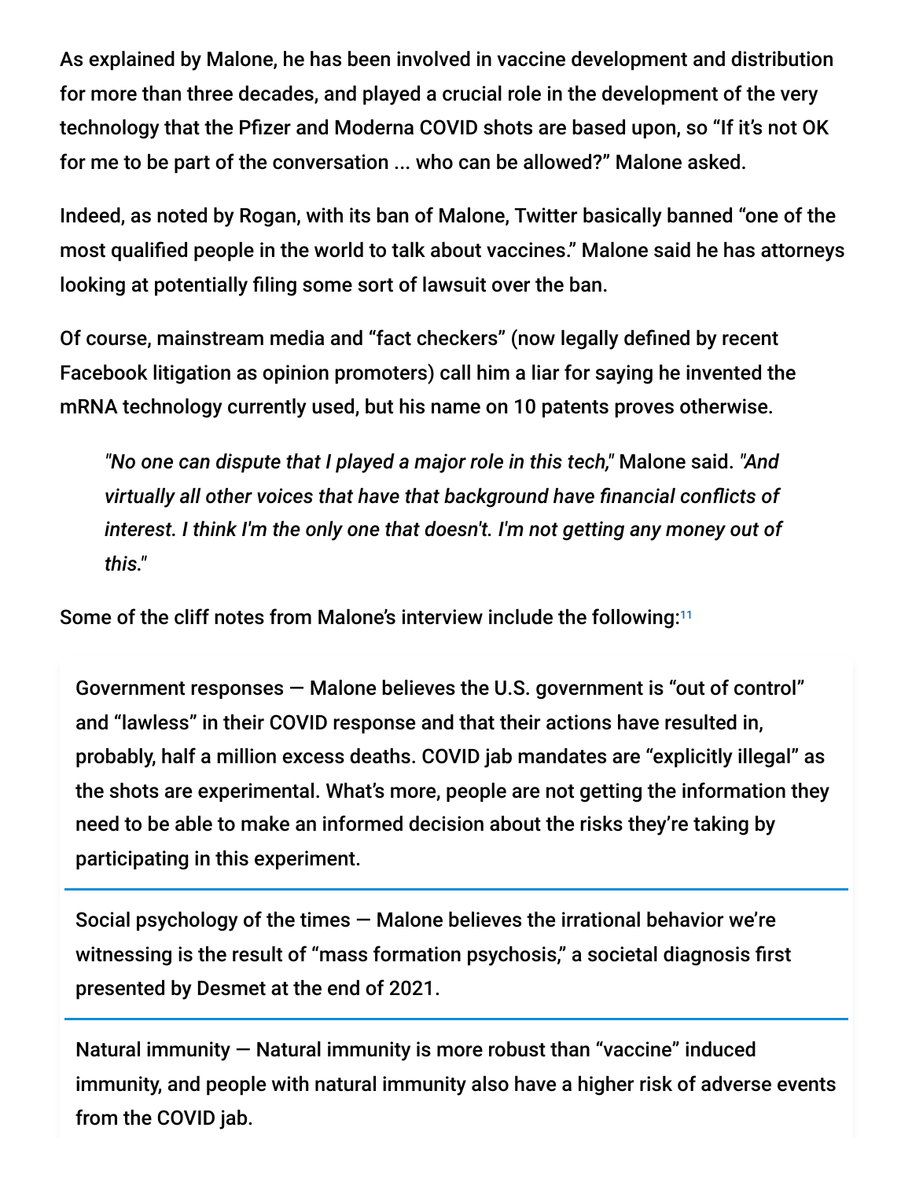As explained by Malone, he has been involved in vaccine development and distribution for more than three decades, and played a crucial role in the development of the very technology that the Pfizer and Moderna COVID shots are based upon, so "If it's not OK for me to be part of the conversation ... who can be allowed?" Malone asked.

Indeed, as noted by Rogan, with its ban of Malone, Twitter basically banned "one of the most qualified people in the world to talk about vaccines." Malone said he has attorneys looking at potentially filing some sort of lawsuit over the ban.

Of course, mainstream media and "fact checkers" (now legally defined by recent Facebook litigation as opinion promoters) call him a liar for saying he invented the mRNA technology currently used, but his name on 10 patents proves otherwise.

> *"No one can dispute that I played a major role in this tech,"* Malone said. *"And virtually all other voices that have that background have financial conflicts of interest. I think I'm the only one that doesn't. I'm not getting any money out of this."*

Some of the cliff notes from Malone's interview include the following:[11]

Government responses — Malone believes the U.S. government is "out of control" and "lawless" in their COVID response and that their actions have resulted in, probably, half a million excess deaths. COVID jab mandates are "explicitly illegal" as the shots are experimental. What's more, people are not getting the information they need to be able to make an informed decision about the risks they're taking by participating in this experiment.

Social psychology of the times — Malone believes the irrational behavior we're witnessing is the result of "mass formation psychosis," a societal diagnosis first presented by Desmet at the end of 2021.

Natural immunity — Natural immunity is more robust than "vaccine" induced immunity, and people with natural immunity also have a higher risk of adverse events from the COVID jab.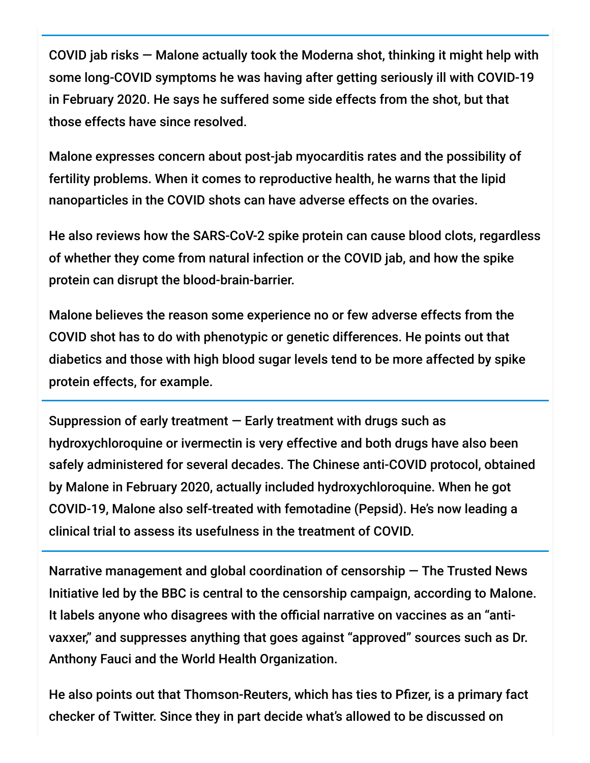COVID jab risks — Malone actually took the Moderna shot, thinking it might help with some long-COVID symptoms he was having after getting seriously ill with COVID-19 in February 2020. He says he suffered some side effects from the shot, but that those effects have since resolved.

Malone expresses concern about post-jab myocarditis rates and the possibility of fertility problems. When it comes to reproductive health, he warns that the lipid nanoparticles in the COVID shots can have adverse effects on the ovaries.

He also reviews how the SARS-CoV-2 spike protein can cause blood clots, regardless of whether they come from natural infection or the COVID jab, and how the spike protein can disrupt the blood-brain-barrier.

Malone believes the reason some experience no or few adverse effects from the COVID shot has to do with phenotypic or genetic differences. He points out that diabetics and those with high blood sugar levels tend to be more affected by spike protein effects, for example.

---

Suppression of early treatment — Early treatment with drugs such as hydroxychloroquine or ivermectin is very effective and both drugs have also been safely administered for several decades. The Chinese anti-COVID protocol, obtained by Malone in February 2020, actually included hydroxychloroquine. When he got COVID-19, Malone also self-treated with femotadine (Pepsid). He's now leading a clinical trial to assess its usefulness in the treatment of COVID.

---

Narrative management and global coordination of censorship — The Trusted News Initiative led by the BBC is central to the censorship campaign, according to Malone. It labels anyone who disagrees with the official narrative on vaccines as an "anti-vaxxer," and suppresses anything that goes against "approved" sources such as Dr. Anthony Fauci and the World Health Organization.

He also points out that Thomson-Reuters, which has ties to Pfizer, is a primary fact checker of Twitter. Since they in part decide what's allowed to be discussed on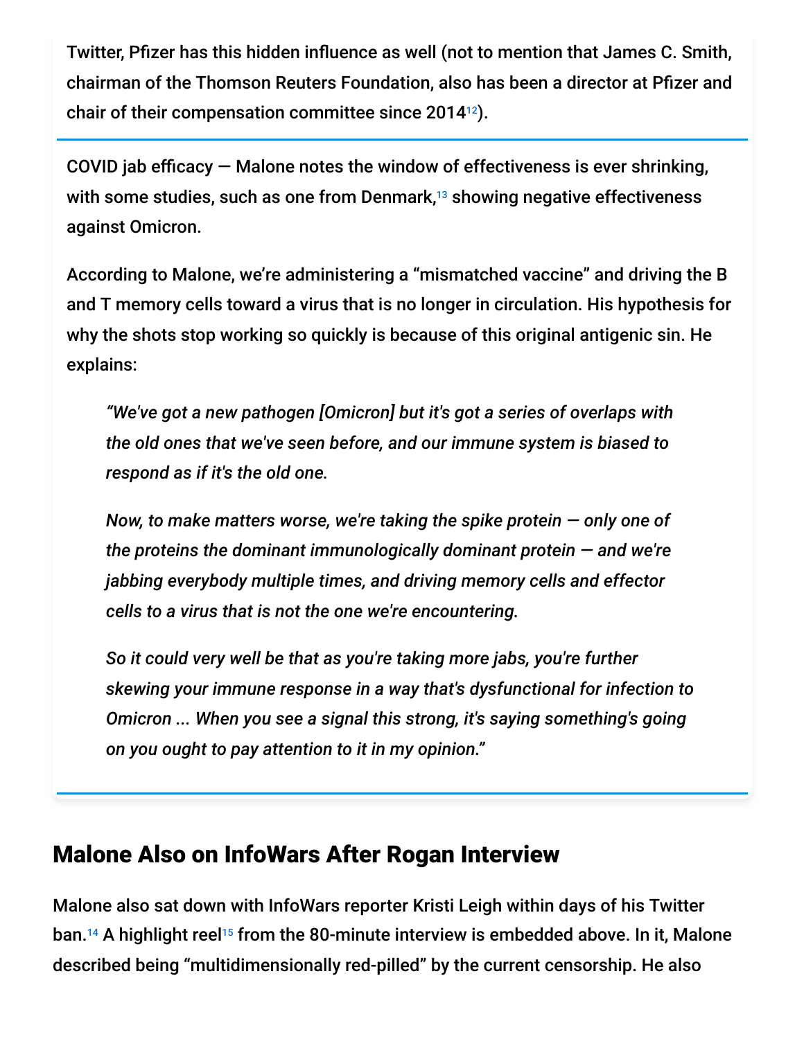Twitter, Pfizer has this hidden influence as well (not to mention that James C. Smith, chairman of the Thomson Reuters Foundation, also has been a director at Pfizer and chair of their compensation committee since 2014[12]).

COVID jab efficacy — Malone notes the window of effectiveness is ever shrinking, with some studies, such as one from Denmark,[13] showing negative effectiveness against Omicron.

According to Malone, we're administering a "mismatched vaccine" and driving the B and T memory cells toward a virus that is no longer in circulation. His hypothesis for why the shots stop working so quickly is because of this original antigenic sin. He explains:

> *"We've got a new pathogen [Omicron] but it's got a series of overlaps with the old ones that we've seen before, and our immune system is biased to respond as if it's the old one.*
>
> *Now, to make matters worse, we're taking the spike protein — only one of the proteins the dominant immunologically dominant protein — and we're jabbing everybody multiple times, and driving memory cells and effector cells to a virus that is not the one we're encountering.*
>
> *So it could very well be that as you're taking more jabs, you're further skewing your immune response in a way that's dysfunctional for infection to Omicron ... When you see a signal this strong, it's saying something's going on you ought to pay attention to it in my opinion."*

## Malone Also on InfoWars After Rogan Interview

Malone also sat down with InfoWars reporter Kristi Leigh within days of his Twitter ban.[14] A highlight reel[15] from the 80-minute interview is embedded above. In it, Malone described being "multidimensionally red-pilled" by the current censorship. He also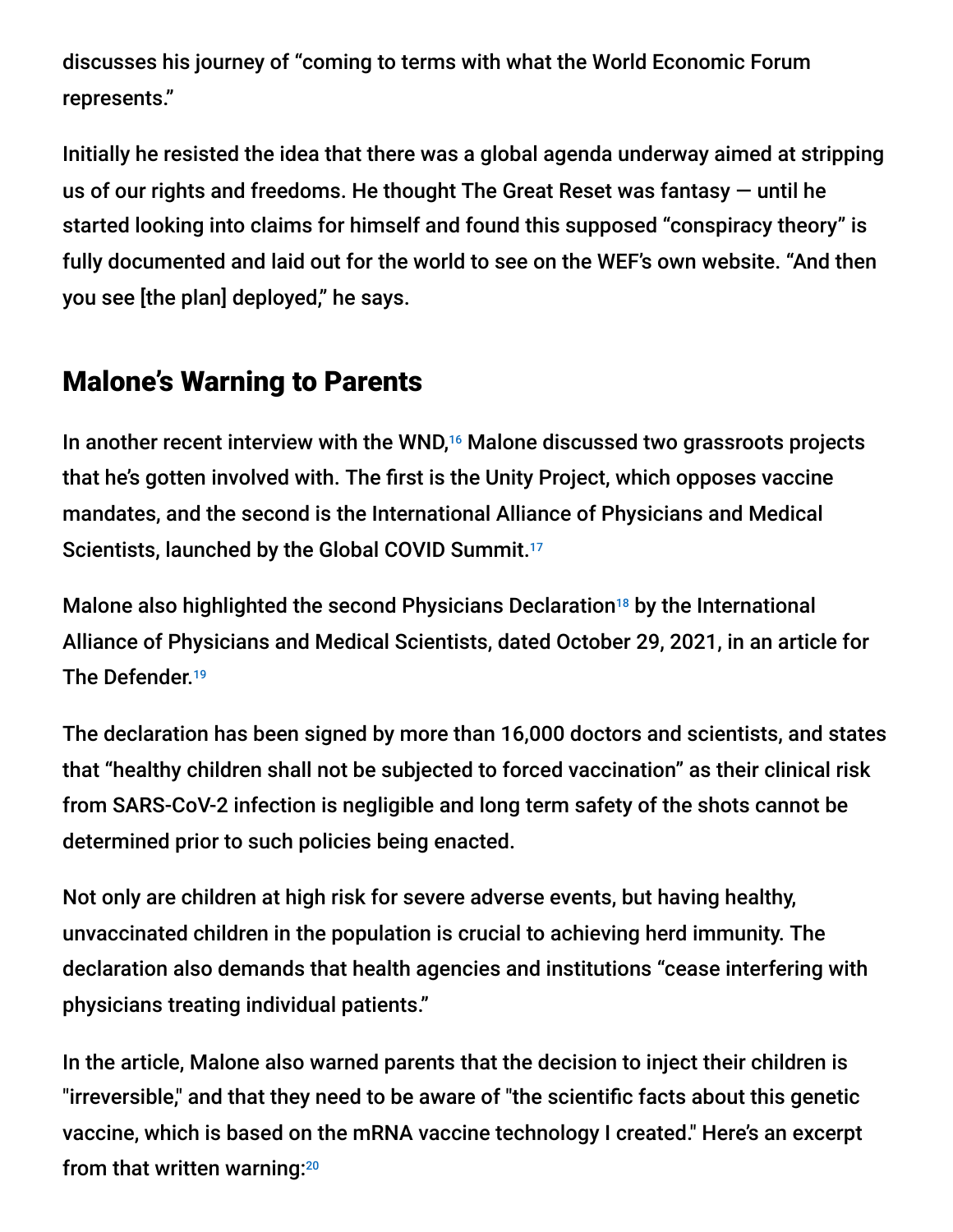discusses his journey of "coming to terms with what the World Economic Forum represents."

Initially he resisted the idea that there was a global agenda underway aimed at stripping us of our rights and freedoms. He thought The Great Reset was fantasy — until he started looking into claims for himself and found this supposed "conspiracy theory" is fully documented and laid out for the world to see on the WEF's own website. "And then you see [the plan] deployed," he says.

## Malone's Warning to Parents

In another recent interview with the WND,[16] Malone discussed two grassroots projects that he's gotten involved with. The first is the Unity Project, which opposes vaccine mandates, and the second is the International Alliance of Physicians and Medical Scientists, launched by the Global COVID Summit.[17]

Malone also highlighted the second Physicians Declaration[18] by the International Alliance of Physicians and Medical Scientists, dated October 29, 2021, in an article for The Defender.[19]

The declaration has been signed by more than 16,000 doctors and scientists, and states that "healthy children shall not be subjected to forced vaccination" as their clinical risk from SARS-CoV-2 infection is negligible and long term safety of the shots cannot be determined prior to such policies being enacted.

Not only are children at high risk for severe adverse events, but having healthy, unvaccinated children in the population is crucial to achieving herd immunity. The declaration also demands that health agencies and institutions "cease interfering with physicians treating individual patients."

In the article, Malone also warned parents that the decision to inject their children is "irreversible," and that they need to be aware of "the scientific facts about this genetic vaccine, which is based on the mRNA vaccine technology I created." Here's an excerpt from that written warning:[20]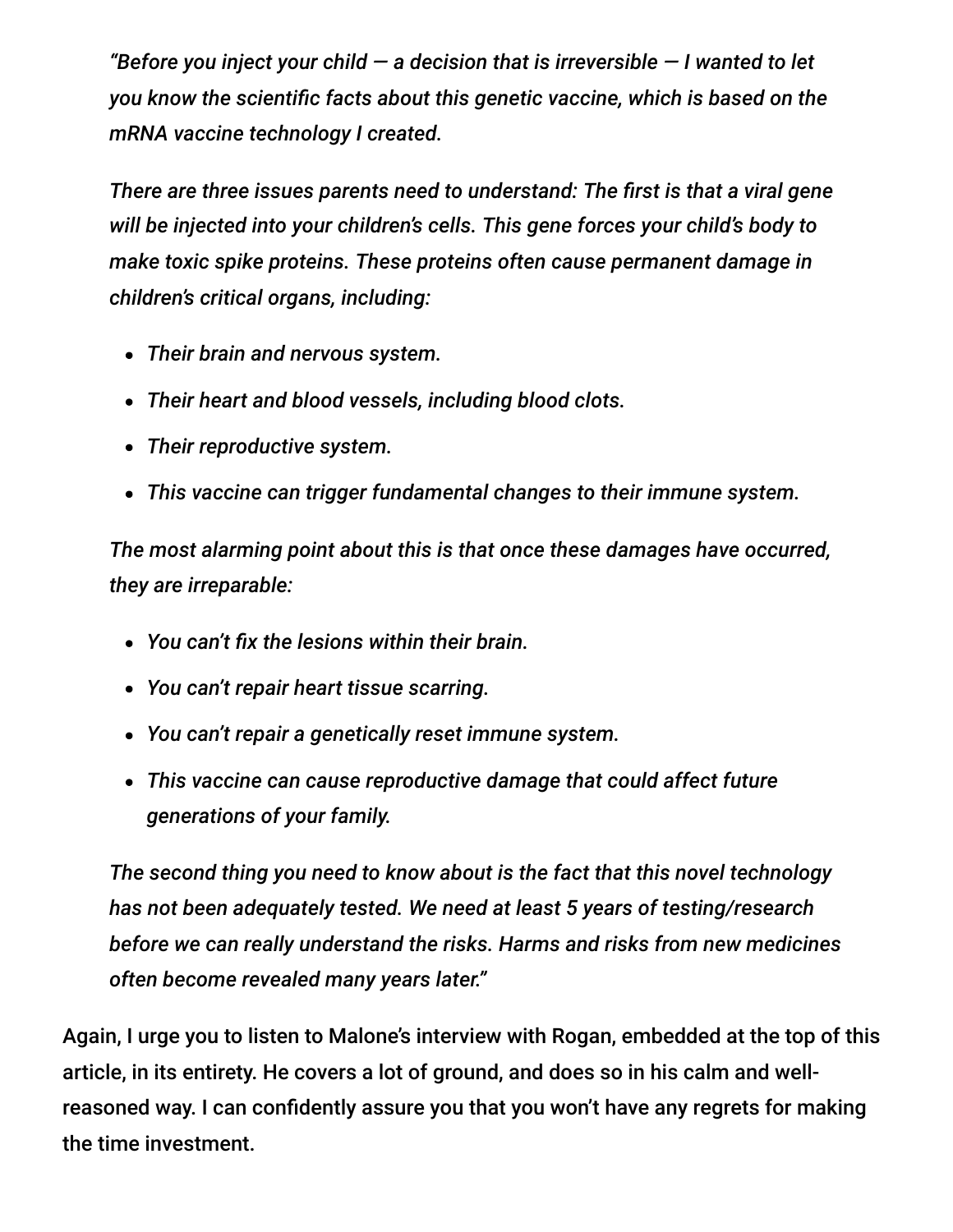> *"Before you inject your child — a decision that is irreversible — I wanted to let you know the scientific facts about this genetic vaccine, which is based on the mRNA vaccine technology I created.*
>
> *There are three issues parents need to understand: The first is that a viral gene will be injected into your children's cells. This gene forces your child's body to make toxic spike proteins. These proteins often cause permanent damage in children's critical organs, including:*
>
> - *Their brain and nervous system.*
> - *Their heart and blood vessels, including blood clots.*
> - *Their reproductive system.*
> - *This vaccine can trigger fundamental changes to their immune system.*
>
> *The most alarming point about this is that once these damages have occurred, they are irreparable:*
>
> - *You can't fix the lesions within their brain.*
> - *You can't repair heart tissue scarring.*
> - *You can't repair a genetically reset immune system.*
> - *This vaccine can cause reproductive damage that could affect future generations of your family.*
>
> *The second thing you need to know about is the fact that this novel technology has not been adequately tested. We need at least 5 years of testing/research before we can really understand the risks. Harms and risks from new medicines often become revealed many years later."*

Again, I urge you to listen to Malone's interview with Rogan, embedded at the top of this article, in its entirety. He covers a lot of ground, and does so in his calm and well-reasoned way. I can confidently assure you that you won't have any regrets for making the time investment.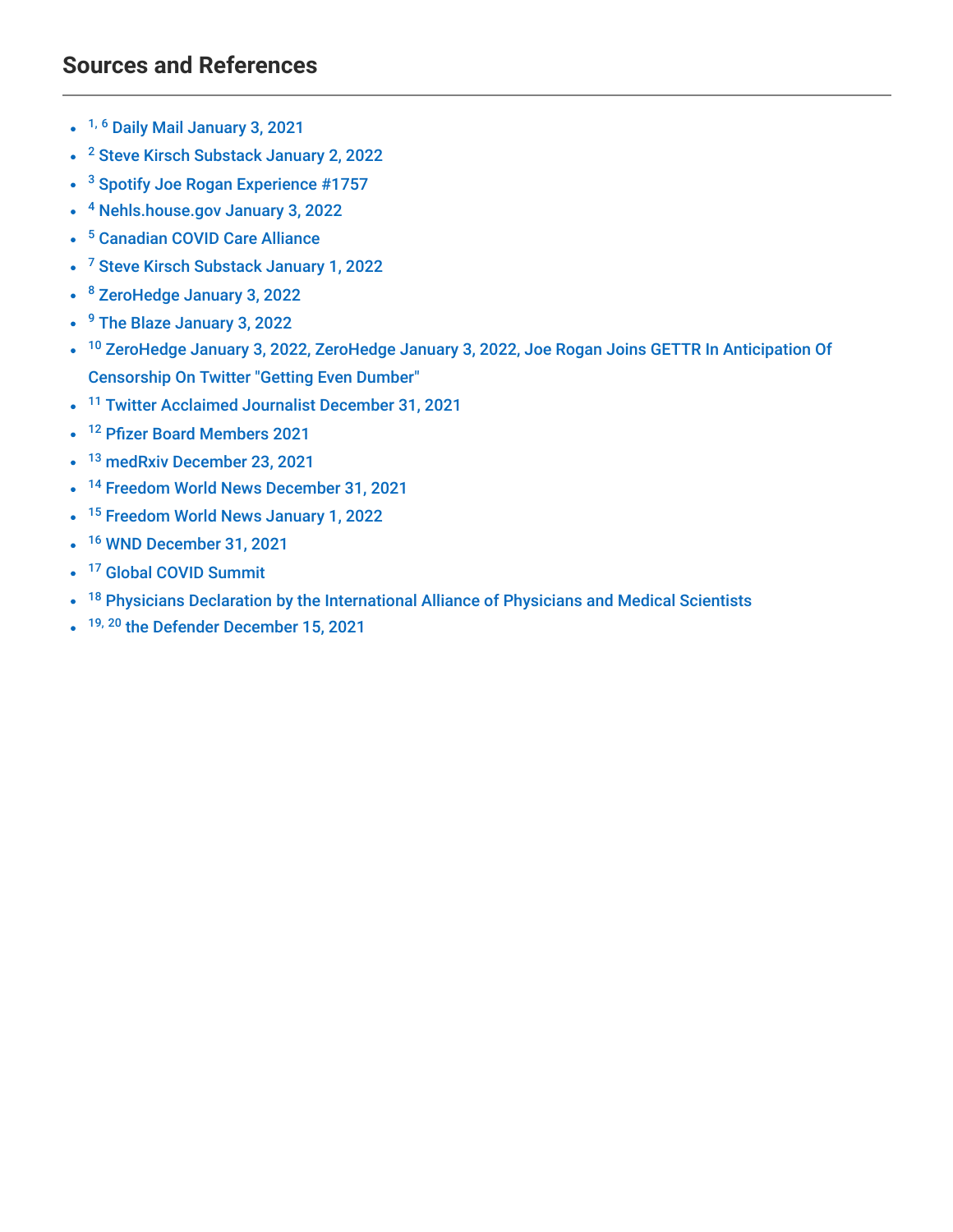## Sources and References

- [1, 6] Daily Mail January 3, 2021
- [2] Steve Kirsch Substack January 2, 2022
- [3] Spotify Joe Rogan Experience #1757
- [4] Nehls.house.gov January 3, 2022
- [5] Canadian COVID Care Alliance
- [7] Steve Kirsch Substack January 1, 2022
- [8] ZeroHedge January 3, 2022
- [9] The Blaze January 3, 2022
- [10] ZeroHedge January 3, 2022, ZeroHedge January 3, 2022, Joe Rogan Joins GETTR In Anticipation Of Censorship On Twitter "Getting Even Dumber"
- [11] Twitter Acclaimed Journalist December 31, 2021
- [12] Pfizer Board Members 2021
- [13] medRxiv December 23, 2021
- [14] Freedom World News December 31, 2021
- [15] Freedom World News January 1, 2022
- [16] WND December 31, 2021
- [17] Global COVID Summit
- [18] Physicians Declaration by the International Alliance of Physicians and Medical Scientists
- [19, 20] the Defender December 15, 2021